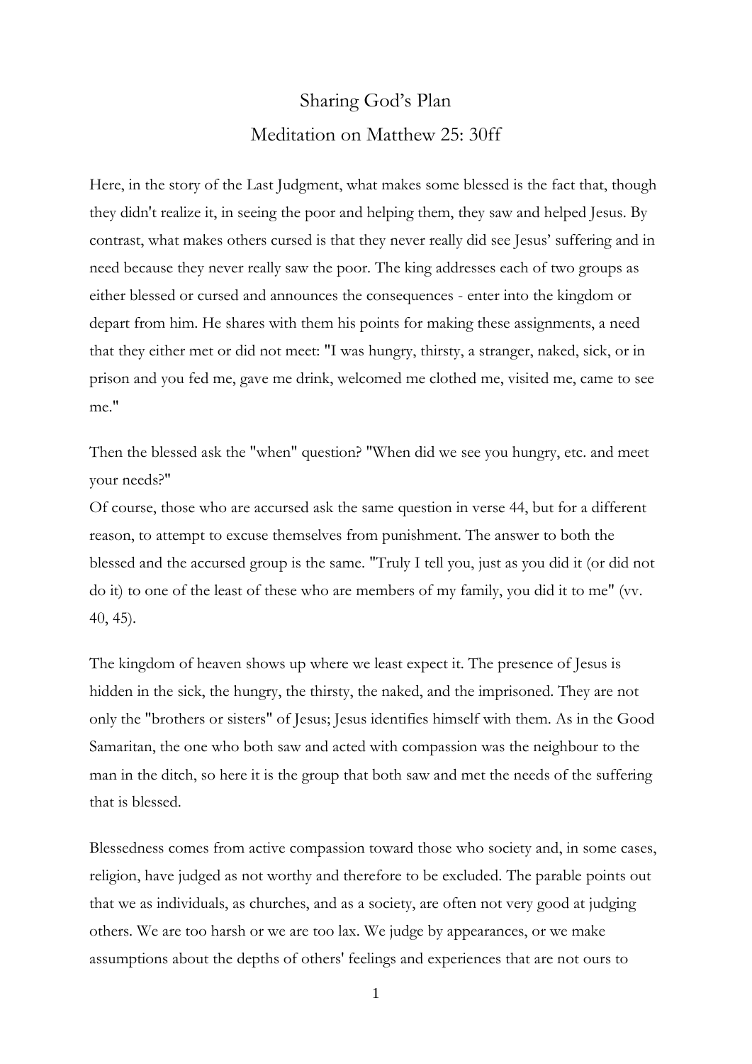# Sharing God's Plan

## Meditation on Matthew 25: 30ff

Here, in the story of the Last Judgment, what makes some blessed is the fact that, though they didn't realize it, in seeing the poor and helping them, they saw and helped Jesus. By contrast, what makes others cursed is that they never really did see Jesus' suffering and in need because they never really saw the poor. The king addresses each of two groups as either blessed or cursed and announces the consequences - enter into the kingdom or depart from him. He shares with them his points for making these assignments, a need that they either met or did not meet: "I was hungry, thirsty, a stranger, naked, sick, or in prison and you fed me, gave me drink, welcomed me clothed me, visited me, came to see me."

Then the blessed ask the "when" question? "When did we see you hungry, etc. and meet your needs?"
Of course, those who are accursed ask the same question in verse 44, but for a different reason, to attempt to excuse themselves from punishment. The answer to both the blessed and the accursed group is the same. "Truly I tell you, just as you did it (or did not do it) to one of the least of these who are members of my family, you did it to me" (vv. 40, 45).

The kingdom of heaven shows up where we least expect it. The presence of Jesus is hidden in the sick, the hungry, the thirsty, the naked, and the imprisoned. They are not only the "brothers or sisters" of Jesus; Jesus identifies himself with them. As in the Good Samaritan, the one who both saw and acted with compassion was the neighbour to the man in the ditch, so here it is the group that both saw and met the needs of the suffering that is blessed.

Blessedness comes from active compassion toward those who society and, in some cases, religion, have judged as not worthy and therefore to be excluded. The parable points out that we as individuals, as churches, and as a society, are often not very good at judging others. We are too harsh or we are too lax. We judge by appearances, or we make assumptions about the depths of others' feelings and experiences that are not ours to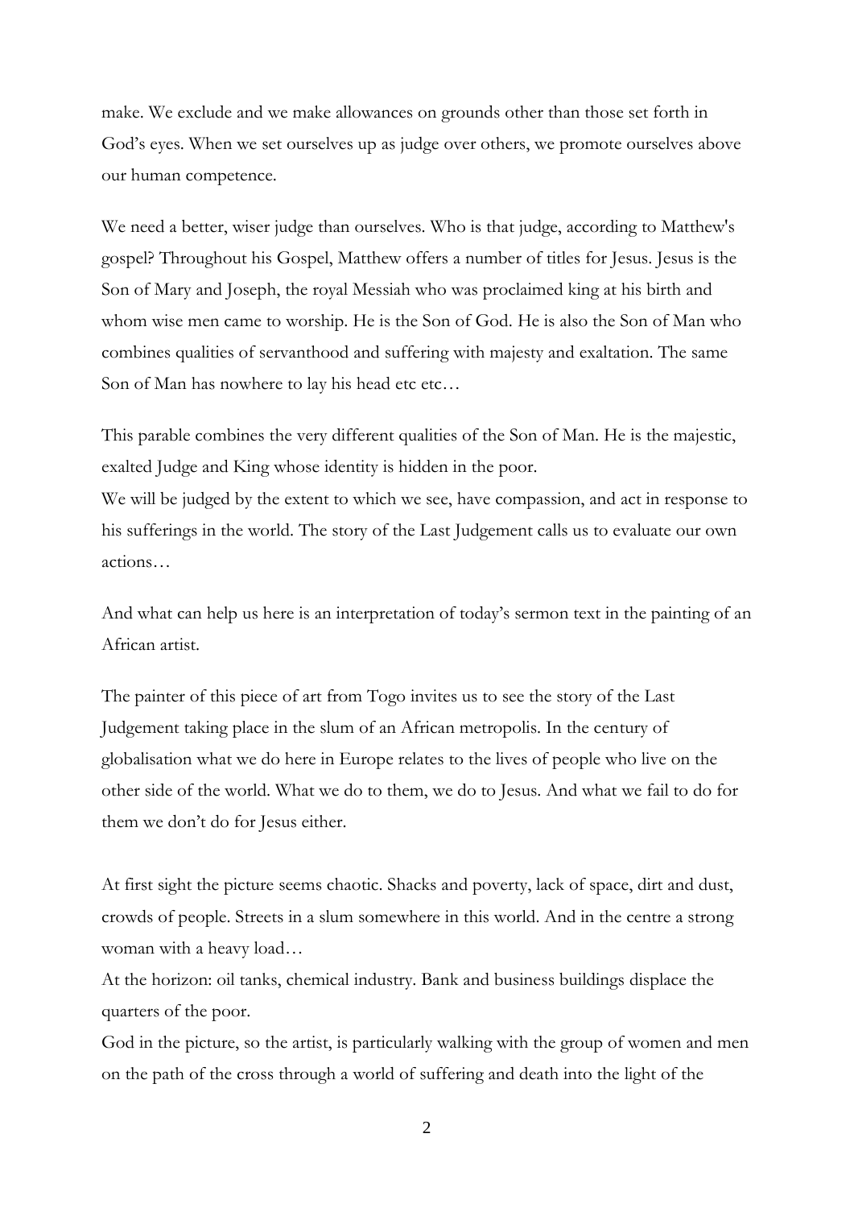make. We exclude and we make allowances on grounds other than those set forth in God's eyes. When we set ourselves up as judge over others, we promote ourselves above our human competence.

We need a better, wiser judge than ourselves. Who is that judge, according to Matthew's gospel? Throughout his Gospel, Matthew offers a number of titles for Jesus. Jesus is the Son of Mary and Joseph, the royal Messiah who was proclaimed king at his birth and whom wise men came to worship. He is the Son of God. He is also the Son of Man who combines qualities of servanthood and suffering with majesty and exaltation. The same Son of Man has nowhere to lay his head etc etc…

This parable combines the very different qualities of the Son of Man. He is the majestic, exalted Judge and King whose identity is hidden in the poor.
We will be judged by the extent to which we see, have compassion, and act in response to his sufferings in the world. The story of the Last Judgement calls us to evaluate our own actions…

And what can help us here is an interpretation of today's sermon text in the painting of an African artist.

The painter of this piece of art from Togo invites us to see the story of the Last Judgement taking place in the slum of an African metropolis. In the century of globalisation what we do here in Europe relates to the lives of people who live on the other side of the world. What we do to them, we do to Jesus. And what we fail to do for them we don't do for Jesus either.

At first sight the picture seems chaotic. Shacks and poverty, lack of space, dirt and dust, crowds of people. Streets in a slum somewhere in this world. And in the centre a strong woman with a heavy load…
At the horizon: oil tanks, chemical industry. Bank and business buildings displace the quarters of the poor.
God in the picture, so the artist, is particularly walking with the group of women and men on the path of the cross through a world of suffering and death into the light of the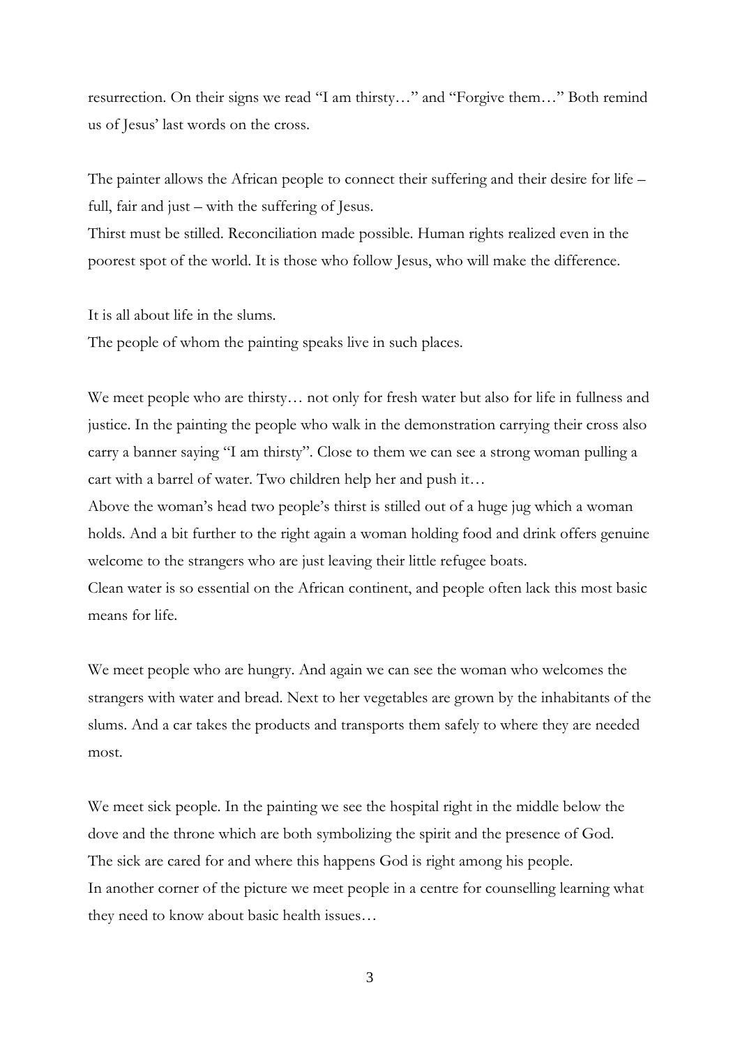resurrection. On their signs we read "I am thirsty…" and "Forgive them…" Both remind us of Jesus' last words on the cross.

The painter allows the African people to connect their suffering and their desire for life – full, fair and just – with the suffering of Jesus.
Thirst must be stilled. Reconciliation made possible. Human rights realized even in the poorest spot of the world. It is those who follow Jesus, who will make the difference.

It is all about life in the slums.
The people of whom the painting speaks live in such places.

We meet people who are thirsty… not only for fresh water but also for life in fullness and justice. In the painting the people who walk in the demonstration carrying their cross also carry a banner saying "I am thirsty". Close to them we can see a strong woman pulling a cart with a barrel of water. Two children help her and push it…
Above the woman's head two people's thirst is stilled out of a huge jug which a woman holds. And a bit further to the right again a woman holding food and drink offers genuine welcome to the strangers who are just leaving their little refugee boats.
Clean water is so essential on the African continent, and people often lack this most basic means for life.

We meet people who are hungry. And again we can see the woman who welcomes the strangers with water and bread. Next to her vegetables are grown by the inhabitants of the slums. And a car takes the products and transports them safely to where they are needed most.

We meet sick people. In the painting we see the hospital right in the middle below the dove and the throne which are both symbolizing the spirit and the presence of God.
The sick are cared for and where this happens God is right among his people.
In another corner of the picture we meet people in a centre for counselling learning what they need to know about basic health issues…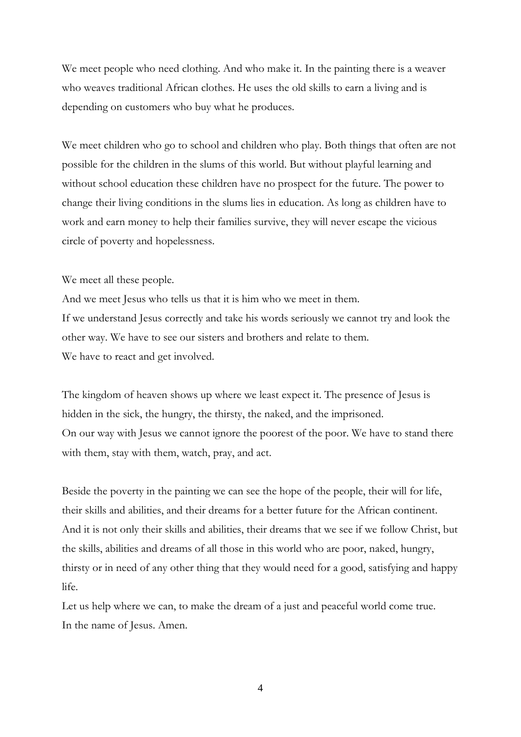We meet people who need clothing. And who make it. In the painting there is a weaver who weaves traditional African clothes. He uses the old skills to earn a living and is depending on customers who buy what he produces.

We meet children who go to school and children who play. Both things that often are not possible for the children in the slums of this world. But without playful learning and without school education these children have no prospect for the future. The power to change their living conditions in the slums lies in education. As long as children have to work and earn money to help their families survive, they will never escape the vicious circle of poverty and hopelessness.

We meet all these people.
And we meet Jesus who tells us that it is him who we meet in them.
If we understand Jesus correctly and take his words seriously we cannot try and look the other way. We have to see our sisters and brothers and relate to them.
We have to react and get involved.

The kingdom of heaven shows up where we least expect it. The presence of Jesus is hidden in the sick, the hungry, the thirsty, the naked, and the imprisoned.
On our way with Jesus we cannot ignore the poorest of the poor. We have to stand there with them, stay with them, watch, pray, and act.

Beside the poverty in the painting we can see the hope of the people, their will for life, their skills and abilities, and their dreams for a better future for the African continent.
And it is not only their skills and abilities, their dreams that we see if we follow Christ, but the skills, abilities and dreams of all those in this world who are poor, naked, hungry, thirsty or in need of any other thing that they would need for a good, satisfying and happy life.
Let us help where we can, to make the dream of a just and peaceful world come true.
In the name of Jesus. Amen.